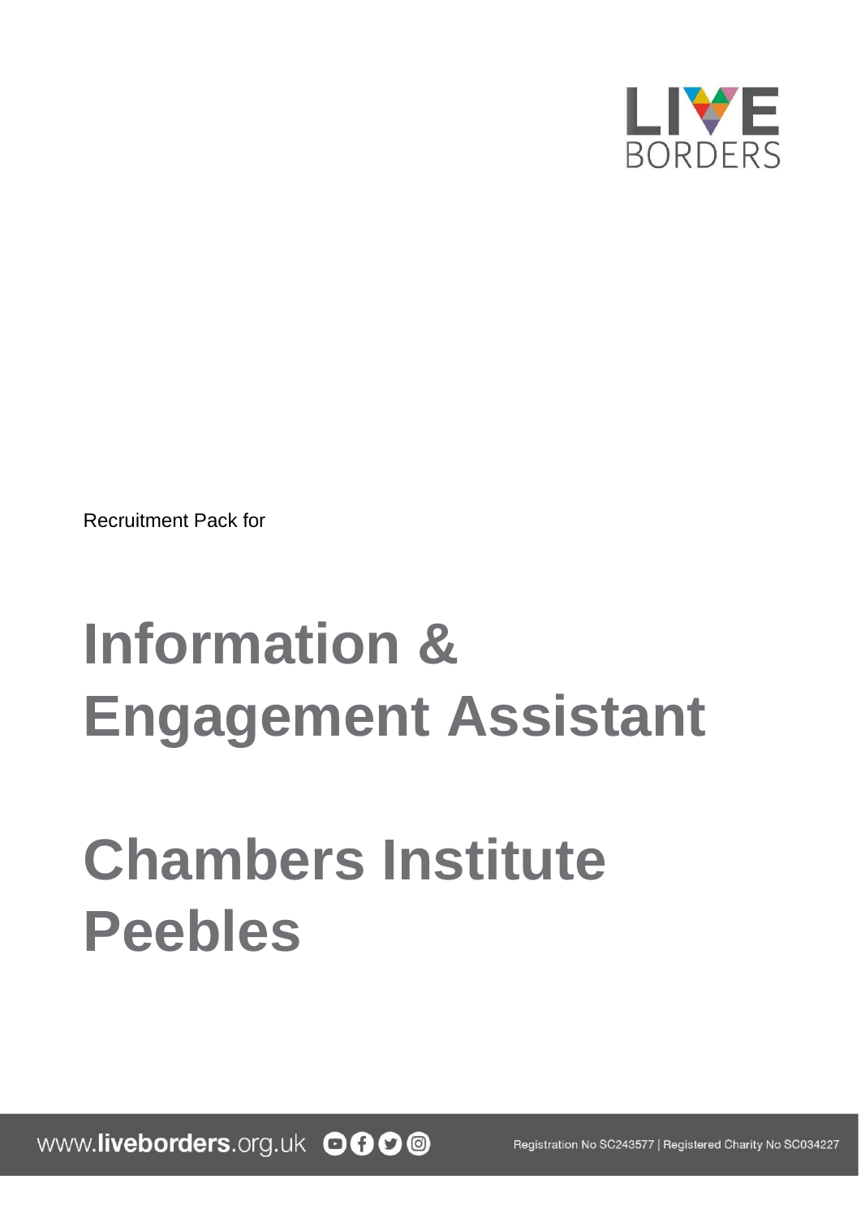LIVE BORDERS

Recruitment Pack for

# Information & Engagement Assistant

# Chambers Institute Peebles

www.liveborders.org.uk

Registration No SC243577 | Registered Charity No SC034227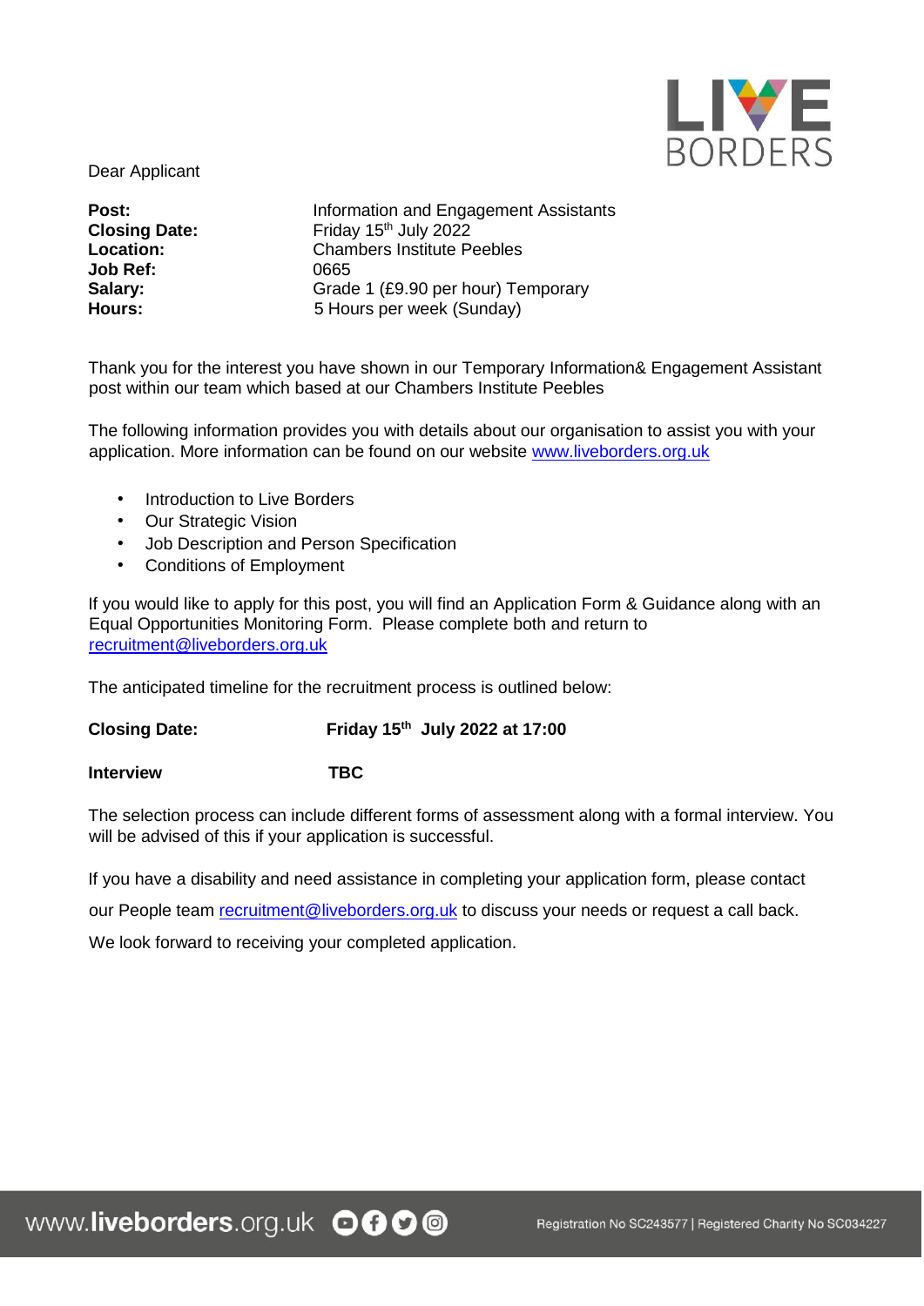Dear Applicant

| | |
|---|---|
| **Post:** | Information and Engagement Assistants |
| **Closing Date:** | Friday 15th July 2022 |
| **Location:** | Chambers Institute Peebles |
| **Job Ref:** | 0665 |
| **Salary:** | Grade 1 (£9.90 per hour) Temporary |
| **Hours:** | 5 Hours per week (Sunday) |

Thank you for the interest you have shown in our Temporary Information& Engagement Assistant post within our team which based at our Chambers Institute Peebles

The following information provides you with details about our organisation to assist you with your application. More information can be found on our website www.liveborders.org.uk

- Introduction to Live Borders
- Our Strategic Vision
- Job Description and Person Specification
- Conditions of Employment

If you would like to apply for this post, you will find an Application Form & Guidance along with an Equal Opportunities Monitoring Form. Please complete both and return to recruitment@liveborders.org.uk

The anticipated timeline for the recruitment process is outlined below:

| | |
|---|---|
| **Closing Date:** | **Friday 15th July 2022 at 17:00** |
| **Interview** | **TBC** |

The selection process can include different forms of assessment along with a formal interview. You will be advised of this if your application is successful.

If you have a disability and need assistance in completing your application form, please contact our People team recruitment@liveborders.org.uk to discuss your needs or request a call back.

We look forward to receiving your completed application.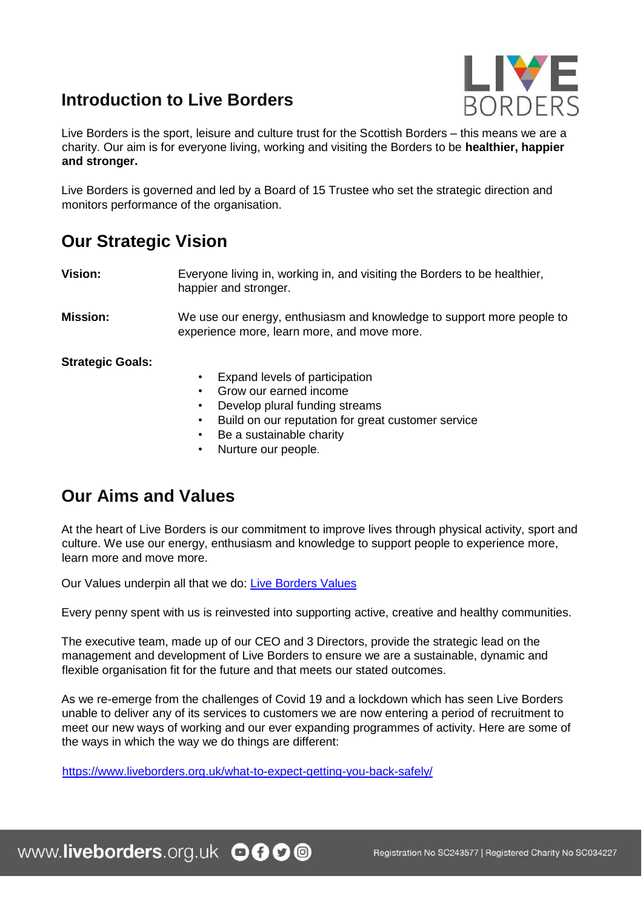## Introduction to Live Borders

Live Borders is the sport, leisure and culture trust for the Scottish Borders – this means we are a charity. Our aim is for everyone living, working and visiting the Borders to be **healthier, happier and stronger.**

Live Borders is governed and led by a Board of 15 Trustee who set the strategic direction and monitors performance of the organisation.

## Our Strategic Vision

**Vision:** Everyone living in, working in, and visiting the Borders to be healthier, happier and stronger.

**Mission:** We use our energy, enthusiasm and knowledge to support more people to experience more, learn more, and move more.

**Strategic Goals:**

- Expand levels of participation
- Grow our earned income
- Develop plural funding streams
- Build on our reputation for great customer service
- Be a sustainable charity
- Nurture our people.

## Our Aims and Values

At the heart of Live Borders is our commitment to improve lives through physical activity, sport and culture. We use our energy, enthusiasm and knowledge to support people to experience more, learn more and move more.

Our Values underpin all that we do: [Live Borders Values]

Every penny spent with us is reinvested into supporting active, creative and healthy communities.

The executive team, made up of our CEO and 3 Directors, provide the strategic lead on the management and development of Live Borders to ensure we are a sustainable, dynamic and flexible organisation fit for the future and that meets our stated outcomes.

As we re-emerge from the challenges of Covid 19 and a lockdown which has seen Live Borders unable to deliver any of its services to customers we are now entering a period of recruitment to meet our new ways of working and our ever expanding programmes of activity. Here are some of the ways in which the way we do things are different:

https://www.liveborders.org.uk/what-to-expect-getting-you-back-safely/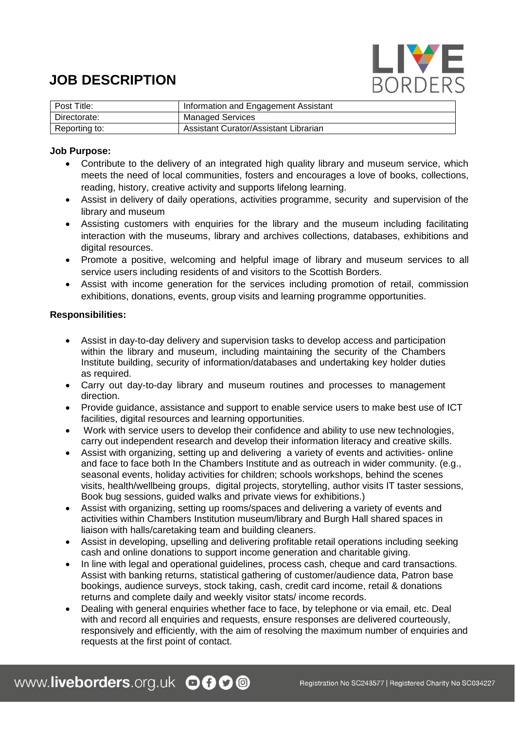# JOB DESCRIPTION

| Post Title: | Information and Engagement Assistant |
|---|---|
| Directorate: | Managed Services |
| Reporting to: | Assistant Curator/Assistant Librarian |

**Job Purpose:**

- Contribute to the delivery of an integrated high quality library and museum service, which meets the need of local communities, fosters and encourages a love of books, collections, reading, history, creative activity and supports lifelong learning.
- Assist in delivery of daily operations, activities programme, security and supervision of the library and museum
- Assisting customers with enquiries for the library and the museum including facilitating interaction with the museums, library and archives collections, databases, exhibitions and digital resources.
- Promote a positive, welcoming and helpful image of library and museum services to all service users including residents of and visitors to the Scottish Borders.
- Assist with income generation for the services including promotion of retail, commission exhibitions, donations, events, group visits and learning programme opportunities.

**Responsibilities:**

- Assist in day-to-day delivery and supervision tasks to develop access and participation within the library and museum, including maintaining the security of the Chambers Institute building, security of information/databases and undertaking key holder duties as required.
- Carry out day-to-day library and museum routines and processes to management direction.
- Provide guidance, assistance and support to enable service users to make best use of ICT facilities, digital resources and learning opportunities.
- Work with service users to develop their confidence and ability to use new technologies, carry out independent research and develop their information literacy and creative skills.
- Assist with organizing, setting up and delivering a variety of events and activities- online and face to face both In the Chambers Institute and as outreach in wider community. (e.g., seasonal events, holiday activities for children; schools workshops, behind the scenes visits, health/wellbeing groups, digital projects, storytelling, author visits IT taster sessions, Book bug sessions, guided walks and private views for exhibitions.)
- Assist with organizing, setting up rooms/spaces and delivering a variety of events and activities within Chambers Institution museum/library and Burgh Hall shared spaces in liaison with halls/caretaking team and building cleaners.
- Assist in developing, upselling and delivering profitable retail operations including seeking cash and online donations to support income generation and charitable giving.
- In line with legal and operational guidelines, process cash, cheque and card transactions. Assist with banking returns, statistical gathering of customer/audience data, Patron base bookings, audience surveys, stock taking, cash, credit card income, retail & donations returns and complete daily and weekly visitor stats/ income records.
- Dealing with general enquiries whether face to face, by telephone or via email, etc. Deal with and record all enquiries and requests, ensure responses are delivered courteously, responsively and efficiently, with the aim of resolving the maximum number of enquiries and requests at the first point of contact.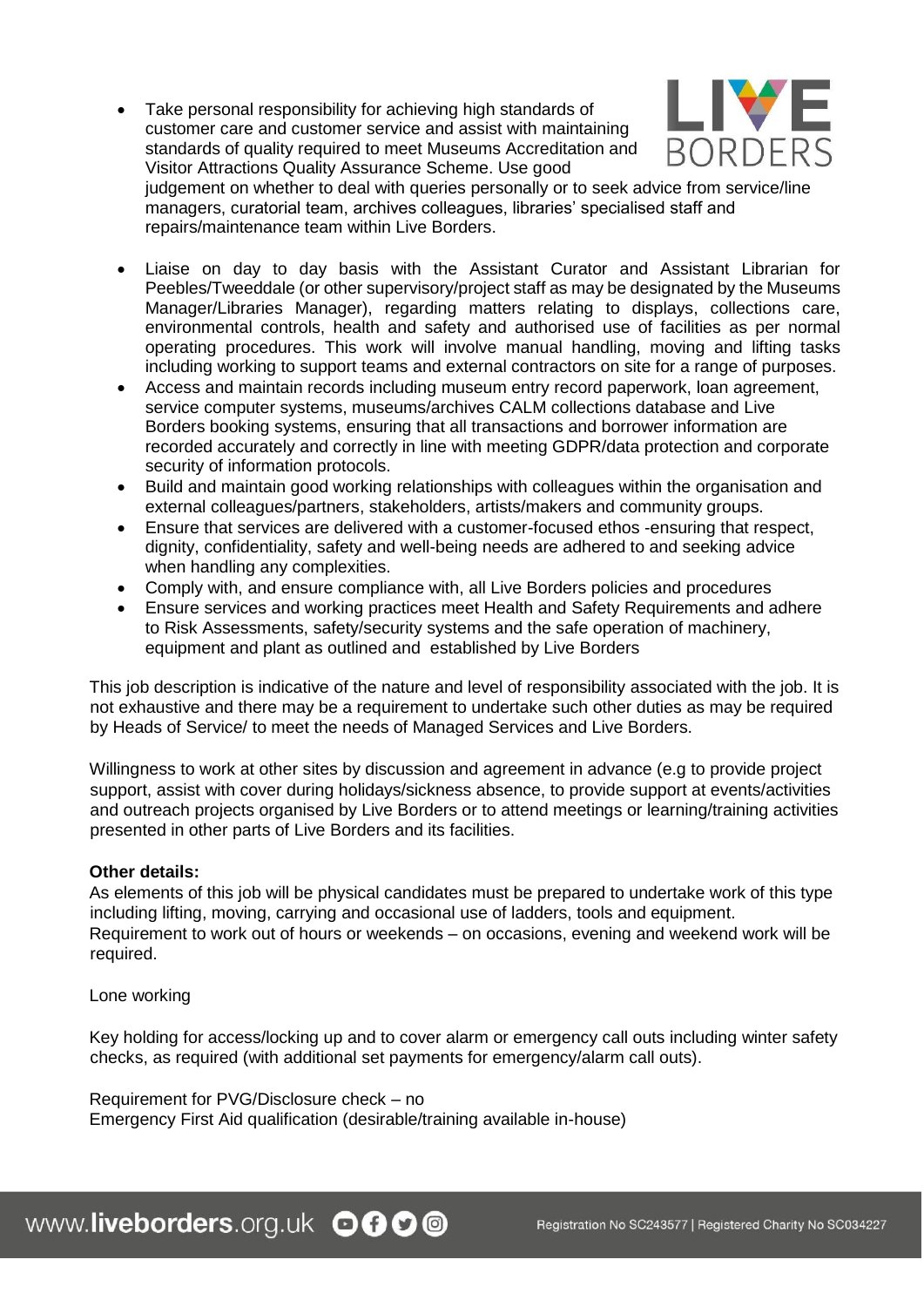- Take personal responsibility for achieving high standards of customer care and customer service and assist with maintaining standards of quality required to meet Museums Accreditation and Visitor Attractions Quality Assurance Scheme. Use good judgement on whether to deal with queries personally or to seek advice from service/line managers, curatorial team, archives colleagues, libraries' specialised staff and repairs/maintenance team within Live Borders.

- Liaise on day to day basis with the Assistant Curator and Assistant Librarian for Peebles/Tweeddale (or other supervisory/project staff as may be designated by the Museums Manager/Libraries Manager), regarding matters relating to displays, collections care, environmental controls, health and safety and authorised use of facilities as per normal operating procedures. This work will involve manual handling, moving and lifting tasks including working to support teams and external contractors on site for a range of purposes.
- Access and maintain records including museum entry record paperwork, loan agreement, service computer systems, museums/archives CALM collections database and Live Borders booking systems, ensuring that all transactions and borrower information are recorded accurately and correctly in line with meeting GDPR/data protection and corporate security of information protocols.
- Build and maintain good working relationships with colleagues within the organisation and external colleagues/partners, stakeholders, artists/makers and community groups.
- Ensure that services are delivered with a customer-focused ethos -ensuring that respect, dignity, confidentiality, safety and well-being needs are adhered to and seeking advice when handling any complexities.
- Comply with, and ensure compliance with, all Live Borders policies and procedures
- Ensure services and working practices meet Health and Safety Requirements and adhere to Risk Assessments, safety/security systems and the safe operation of machinery, equipment and plant as outlined and established by Live Borders

This job description is indicative of the nature and level of responsibility associated with the job. It is not exhaustive and there may be a requirement to undertake such other duties as may be required by Heads of Service/ to meet the needs of Managed Services and Live Borders.

Willingness to work at other sites by discussion and agreement in advance (e.g to provide project support, assist with cover during holidays/sickness absence, to provide support at events/activities and outreach projects organised by Live Borders or to attend meetings or learning/training activities presented in other parts of Live Borders and its facilities.

**Other details:**
As elements of this job will be physical candidates must be prepared to undertake work of this type including lifting, moving, carrying and occasional use of ladders, tools and equipment.
Requirement to work out of hours or weekends – on occasions, evening and weekend work will be required.

Lone working

Key holding for access/locking up and to cover alarm or emergency call outs including winter safety checks, as required (with additional set payments for emergency/alarm call outs).

Requirement for PVG/Disclosure check – no
Emergency First Aid qualification (desirable/training available in-house)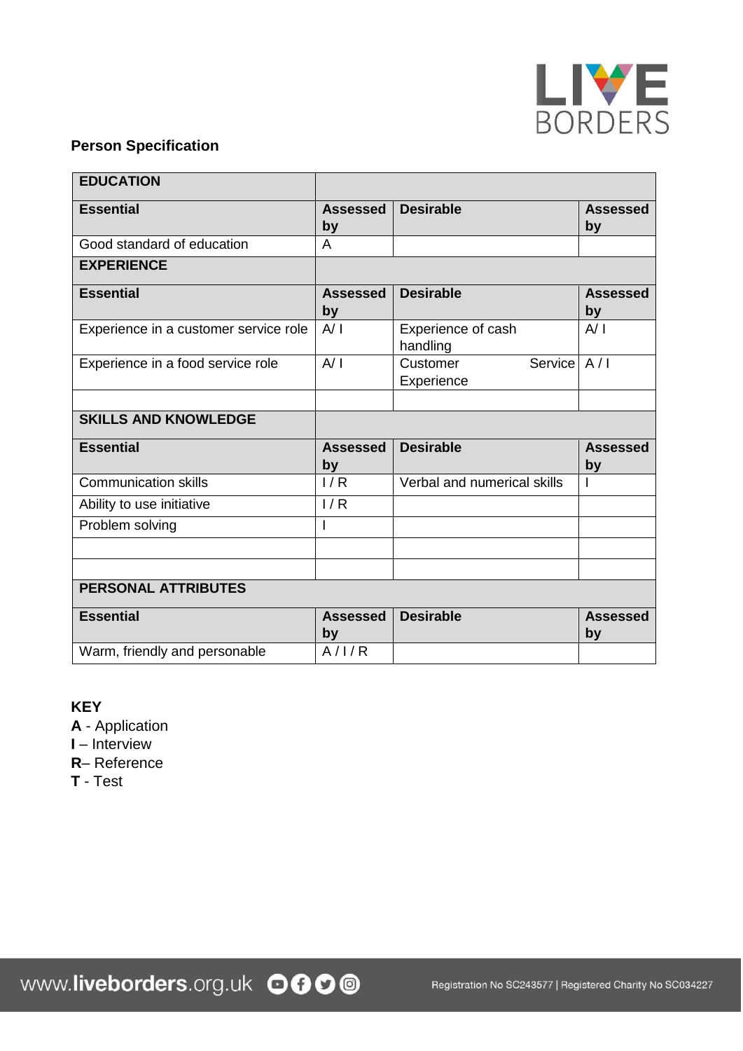## Person Specification

| EDUCATION | | | |
|---|---|---|---|
| **Essential** | **Assessed by** | **Desirable** | **Assessed by** |
| Good standard of education | A | | |
| **EXPERIENCE** | | | |
| **Essential** | **Assessed by** | **Desirable** | **Assessed by** |
| Experience in a customer service role | A/ I | Experience of cash handling | A/ I |
| Experience in a food service role | A/ I | Customer Service Experience | A / I |
| | | | |
| **SKILLS AND KNOWLEDGE** | | | |
| **Essential** | **Assessed by** | **Desirable** | **Assessed by** |
| Communication skills | I / R | Verbal and numerical skills | I |
| Ability to use initiative | I / R | | |
| Problem solving | I | | |
| | | | |
| | | | |
| **PERSONAL ATTRIBUTES** | | | |
| **Essential** | **Assessed by** | **Desirable** | **Assessed by** |
| Warm, friendly and personable | A / I / R | | |

**KEY**

**A** - Application
**I** – Interview
**R**– Reference
**T** - Test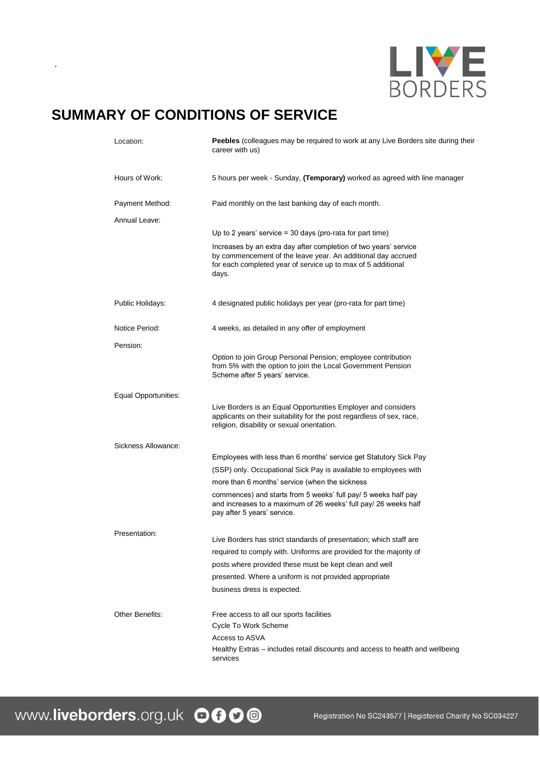# SUMMARY OF CONDITIONS OF SERVICE

| | |
|---|---|
| Location: | **Peebles** (colleagues may be required to work at any Live Borders site during their career with us) |
| Hours of Work: | 5 hours per week - Sunday, **(Temporary)** worked as agreed with line manager |
| Payment Method: | Paid monthly on the last banking day of each month. |
| Annual Leave: | Up to 2 years' service = 30 days (pro-rata for part time)<br><br>Increases by an extra day after completion of two years' service by commencement of the leave year. An additional day accrued for each completed year of service up to max of 5 additional days. |
| Public Holidays: | 4 designated public holidays per year (pro-rata for part time) |
| Notice Period: | 4 weeks, as detailed in any offer of employment |
| Pension: | Option to join Group Personal Pension; employee contribution from 5% with the option to join the Local Government Pension Scheme after 5 years' service. |
| Equal Opportunities: | Live Borders is an Equal Opportunities Employer and considers applicants on their suitability for the post regardless of sex, race, religion, disability or sexual orientation. |
| Sickness Allowance: | Employees with less than 6 months' service get Statutory Sick Pay (SSP) only. Occupational Sick Pay is available to employees with more than 6 months' service (when the sickness commences) and starts from 5 weeks' full pay/ 5 weeks half pay and increases to a maximum of 26 weeks' full pay/ 26 weeks half pay after 5 years' service. |
| Presentation: | Live Borders has strict standards of presentation; which staff are required to comply with. Uniforms are provided for the majority of posts where provided these must be kept clean and well presented. Where a uniform is not provided appropriate business dress is expected. |
| Other Benefits: | Free access to all our sports facilities<br>Cycle To Work Scheme<br>Access to ASVA<br>Healthy Extras – includes retail discounts and access to health and wellbeing services |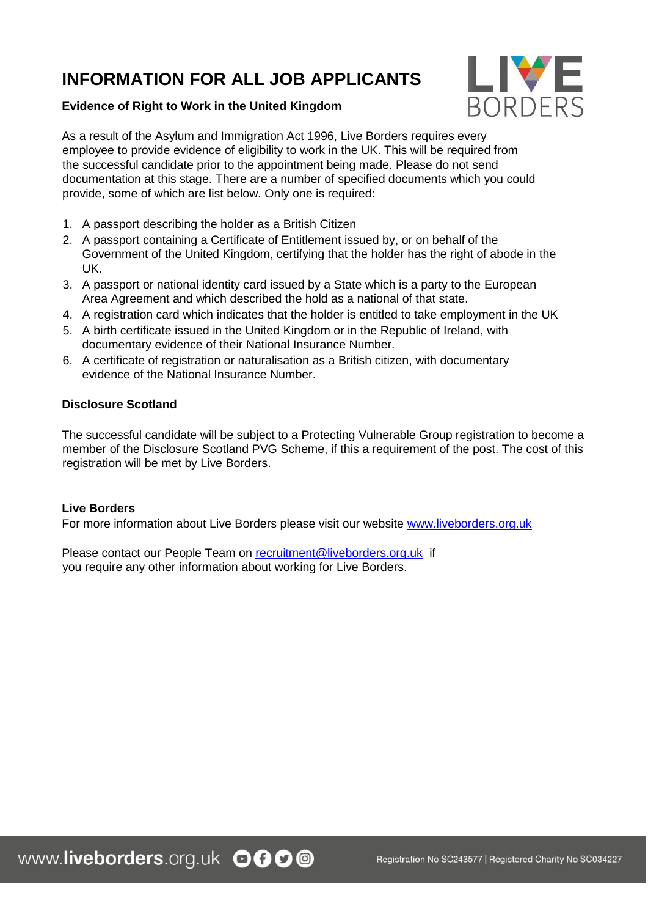# INFORMATION FOR ALL JOB APPLICANTS

**Evidence of Right to Work in the United Kingdom**

As a result of the Asylum and Immigration Act 1996, Live Borders requires every employee to provide evidence of eligibility to work in the UK. This will be required from the successful candidate prior to the appointment being made. Please do not send documentation at this stage. There are a number of specified documents which you could provide, some of which are list below. Only one is required:

1. A passport describing the holder as a British Citizen
2. A passport containing a Certificate of Entitlement issued by, or on behalf of the Government of the United Kingdom, certifying that the holder has the right of abode in the UK.
3. A passport or national identity card issued by a State which is a party to the European Area Agreement and which described the hold as a national of that state.
4. A registration card which indicates that the holder is entitled to take employment in the UK
5. A birth certificate issued in the United Kingdom or in the Republic of Ireland, with documentary evidence of their National Insurance Number.
6. A certificate of registration or naturalisation as a British citizen, with documentary evidence of the National Insurance Number.

**Disclosure Scotland**

The successful candidate will be subject to a Protecting Vulnerable Group registration to become a member of the Disclosure Scotland PVG Scheme, if this a requirement of the post. The cost of this registration will be met by Live Borders.

**Live Borders**

For more information about Live Borders please visit our website www.liveborders.org.uk

Please contact our People Team on recruitment@liveborders.org.uk if you require any other information about working for Live Borders.

www.liveborders.org.uk

Registration No SC243577 | Registered Charity No SC034227